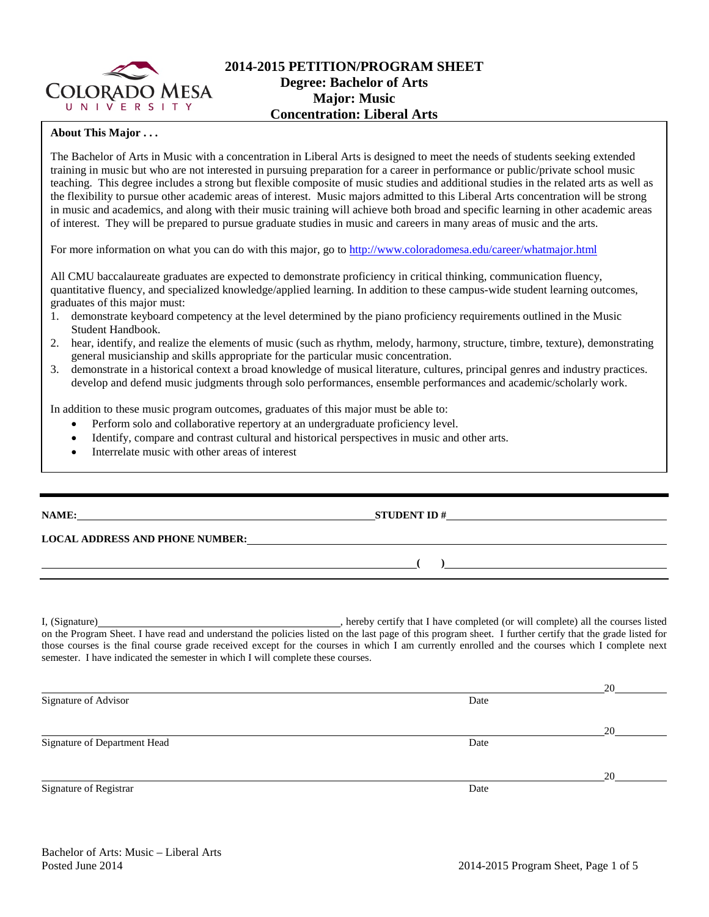# 2014-2015 PETITION/PROGRAM SHEET
## Degree: Bachelor of Arts
## Major: Music
## Concentration: Liberal Arts

**About This Major . . .**

The Bachelor of Arts in Music with a concentration in Liberal Arts is designed to meet the needs of students seeking extended training in music but who are not interested in pursuing preparation for a career in performance or public/private school music teaching. This degree includes a strong but flexible composite of music studies and additional studies in the related arts as well as the flexibility to pursue other academic areas of interest. Music majors admitted to this Liberal Arts concentration will be strong in music and academics, and along with their music training will achieve both broad and specific learning in other academic areas of interest. They will be prepared to pursue graduate studies in music and careers in many areas of music and the arts.

For more information on what you can do with this major, go to http://www.coloradomesa.edu/career/whatmajor.html

All CMU baccalaureate graduates are expected to demonstrate proficiency in critical thinking, communication fluency, quantitative fluency, and specialized knowledge/applied learning. In addition to these campus-wide student learning outcomes, graduates of this major must:

1. demonstrate keyboard competency at the level determined by the piano proficiency requirements outlined in the Music Student Handbook.
2. hear, identify, and realize the elements of music (such as rhythm, melody, harmony, structure, timbre, texture), demonstrating general musicianship and skills appropriate for the particular music concentration.
3. demonstrate in a historical context a broad knowledge of musical literature, cultures, principal genres and industry practices. develop and defend music judgments through solo performances, ensemble performances and academic/scholarly work.

In addition to these music program outcomes, graduates of this major must be able to:

- Perform solo and collaborative repertory at an undergraduate proficiency level.
- Identify, compare and contrast cultural and historical perspectives in music and other arts.
- Interrelate music with other areas of interest

---

**NAME:** \_\_\_\_\_\_\_\_\_\_\_\_\_\_\_\_\_\_\_\_ **STUDENT ID #** \_\_\_\_\_\_\_\_\_\_\_\_\_\_\_\_\_\_\_\_

**LOCAL ADDRESS AND PHONE NUMBER:** \_\_\_\_\_\_\_\_\_\_\_\_\_\_\_\_\_\_\_\_

\_\_\_\_\_\_\_\_\_\_\_\_\_\_\_\_\_\_\_\_ **( )** \_\_\_\_\_\_\_\_\_\_\_\_\_\_\_\_\_\_\_\_

---

I, (Signature)\_\_\_\_\_\_\_\_\_\_\_\_\_\_\_\_\_\_\_\_, hereby certify that I have completed (or will complete) all the courses listed on the Program Sheet. I have read and understand the policies listed on the last page of this program sheet. I further certify that the grade listed for those courses is the final course grade received except for the courses in which I am currently enrolled and the courses which I complete next semester. I have indicated the semester in which I will complete these courses.

\_\_\_\_\_\_\_\_\_\_\_\_\_\_\_\_\_\_\_\_ 20\_\_\_\_\_\_
Signature of Advisor Date

\_\_\_\_\_\_\_\_\_\_\_\_\_\_\_\_\_\_\_\_ 20\_\_\_\_\_\_
Signature of Department Head Date

\_\_\_\_\_\_\_\_\_\_\_\_\_\_\_\_\_\_\_\_ 20\_\_\_\_\_\_
Signature of Registrar Date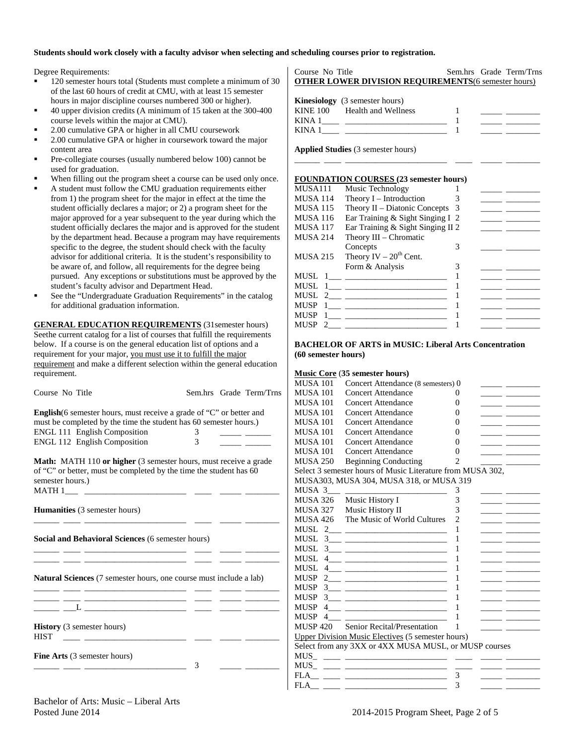**Students should work closely with a faculty advisor when selecting and scheduling courses prior to registration.**

Degree Requirements:

- 120 semester hours total (Students must complete a minimum of 30 of the last 60 hours of credit at CMU, with at least 15 semester hours in major discipline courses numbered 300 or higher).
- 40 upper division credits (A minimum of 15 taken at the 300-400 course levels within the major at CMU).
- 2.00 cumulative GPA or higher in all CMU coursework
- 2.00 cumulative GPA or higher in coursework toward the major content area
- Pre-collegiate courses (usually numbered below 100) cannot be used for graduation.
- When filling out the program sheet a course can be used only once.
- A student must follow the CMU graduation requirements either from 1) the program sheet for the major in effect at the time the student officially declares a major; or 2) a program sheet for the major approved for a year subsequent to the year during which the student officially declares the major and is approved for the student by the department head. Because a program may have requirements specific to the degree, the student should check with the faculty advisor for additional criteria. It is the student's responsibility to be aware of, and follow, all requirements for the degree being pursued. Any exceptions or substitutions must be approved by the student's faculty advisor and Department Head.
- See the "Undergraduate Graduation Requirements" in the catalog for additional graduation information.

**GENERAL EDUCATION REQUIREMENTS** (31semester hours) Seethe current catalog for a list of courses that fulfill the requirements below. If a course is on the general education list of options and a requirement for your major, you must use it to fulfill the major requirement and make a different selection within the general education requirement.

| Course No | Title | Sem.hrs | Grade | Term/Trns |
|---|---|---|---|---|
| **English**(6 semester hours, must receive a grade of "C" or better and must be completed by the time the student has 60 semester hours.) | | | | |
| ENGL 111 | English Composition | 3 | | |
| ENGL 112 | English Composition | 3 | | |
| **Math:** MATH 110 **or higher** (3 semester hours, must receive a grade of "C" or better, must be completed by the time the student has 60 semester hours.) | | | | |
| MATH 1___ | | | | |
| **Humanities** (3 semester hours) | | | | |
| | | | | |
| **Social and Behavioral Sciences** (6 semester hours) | | | | |
| | | | | |
| | | | | |
| **Natural Sciences** (7 semester hours, one course must include a lab) | | | | |
| | | | | |
| | | | | |
| ___L | | | | |
| **History** (3 semester hours) | | | | |
| HIST | | | | |
| **Fine Arts** (3 semester hours) | | | | |
| | | 3 | | |

| Course No | Title | Sem.hrs | Grade | Term/Trns |
|---|---|---|---|---|
| **OTHER LOWER DIVISION REQUIREMENTS**(6 semester hours) | | | | |
| **Kinesiology** (3 semester hours) | | | | |
| KINE 100 | Health and Wellness | 1 | | |
| KINA 1____ | | 1 | | |
| KINA 1____ | | 1 | | |
| **Applied Studies** (3 semester hours) | | | | |
| | | | | |

**FOUNDATION COURSES (23 semester hours)**

| Course No | Title | Sem.hrs | Grade | Term/Trns |
|---|---|---|---|---|
| MUSA111 | Music Technology | 1 | | |
| MUSA 114 | Theory I – Introduction | 3 | | |
| MUSA 115 | Theory II – Diatonic Concepts | 3 | | |
| MUSA 116 | Ear Training & Sight Singing I | 2 | | |
| MUSA 117 | Ear Training & Sight Singing II | 2 | | |
| MUSA 214 | Theory III – Chromatic Concepts | 3 | | |
| MUSA 215 | Theory IV – 20th Cent. Form & Analysis | 3 | | |
| MUSL 1___ | | 1 | | |
| MUSL 1___ | | 1 | | |
| MUSL 2___ | | 1 | | |
| MUSP 1___ | | 1 | | |
| MUSP 1___ | | 1 | | |
| MUSP 2___ | | 1 | | |

**BACHELOR OF ARTS in MUSIC: Liberal Arts Concentration (60 semester hours)**

**Music Core (35 semester hours)**

| Course No | Title | Sem.hrs | Grade | Term/Trns |
|---|---|---|---|---|
| MUSA 101 | Concert Attendance (8 semesters) | 0 | | |
| MUSA 101 | Concert Attendance | 0 | | |
| MUSA 101 | Concert Attendance | 0 | | |
| MUSA 101 | Concert Attendance | 0 | | |
| MUSA 101 | Concert Attendance | 0 | | |
| MUSA 101 | Concert Attendance | 0 | | |
| MUSA 101 | Concert Attendance | 0 | | |
| MUSA 101 | Concert Attendance | 0 | | |
| MUSA 250 | Beginning Conducting | 2 | | |
| Select 3 semester hours of Music Literature from MUSA 302, MUSA303, MUSA 304, MUSA 318, or MUSA 319 | | | | |
| MUSA 3___ | | 3 | | |
| MUSA 326 | Music History I | 3 | | |
| MUSA 327 | Music History II | 3 | | |
| MUSA 426 | The Music of World Cultures | 2 | | |
| MUSL 2___ | | 1 | | |
| MUSL 3___ | | 1 | | |
| MUSL 3___ | | 1 | | |
| MUSL 4___ | | 1 | | |
| MUSL 4___ | | 1 | | |
| MUSP 2___ | | 1 | | |
| MUSP 3___ | | 1 | | |
| MUSP 3___ | | 1 | | |
| MUSP 4___ | | 1 | | |
| MUSP 4___ | | 1 | | |
| MUSP 420 | Senior Recital/Presentation | 1 | | |
| Upper Division Music Electives (5 semester hours) | | | | |
| Select from any 3XX or 4XX MUSA MUSL, or MUSP courses | | | | |
| MUS_ | | | | |
| MUS_ | | | | |
| FLA__ | | 3 | | |
| FLA__ | | 3 | | |

Bachelor of Arts: Music – Liberal Arts
Posted June 2014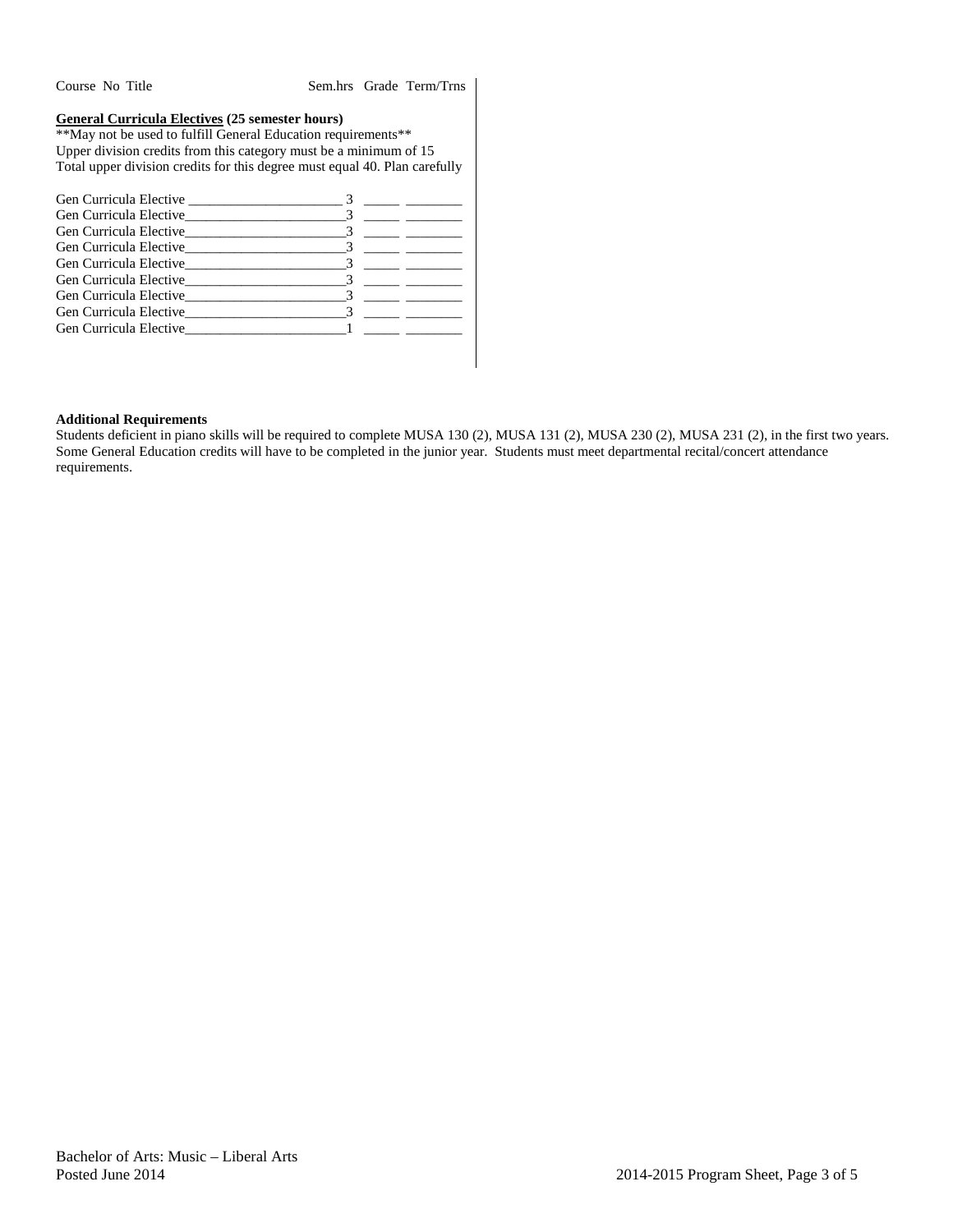| Course No Title | Sem.hrs | Grade | Term/Trns |
|---|---|---|---|

**General Curricula Electives (25 semester hours)**
\*\*May not be used to fulfill General Education requirements\*\*
Upper division credits from this category must be a minimum of 15
Total upper division credits for this degree must equal 40. Plan carefully

| Course No Title | Sem.hrs | Grade | Term/Trns |
|---|---|---|---|
| Gen Curricula Elective ______________________ | 3 | _____ | ________ |
| Gen Curricula Elective______________________ | 3 | _____ | ________ |
| Gen Curricula Elective______________________ | 3 | _____ | ________ |
| Gen Curricula Elective______________________ | 3 | _____ | ________ |
| Gen Curricula Elective______________________ | 3 | _____ | ________ |
| Gen Curricula Elective______________________ | 3 | _____ | ________ |
| Gen Curricula Elective______________________ | 3 | _____ | ________ |
| Gen Curricula Elective______________________ | 3 | _____ | ________ |
| Gen Curricula Elective______________________ | 1 | _____ | ________ |

**Additional Requirements**

Students deficient in piano skills will be required to complete MUSA 130 (2), MUSA 131 (2), MUSA 230 (2), MUSA 231 (2), in the first two years. Some General Education credits will have to be completed in the junior year. Students must meet departmental recital/concert attendance requirements.

Bachelor of Arts: Music – Liberal Arts
Posted June 2014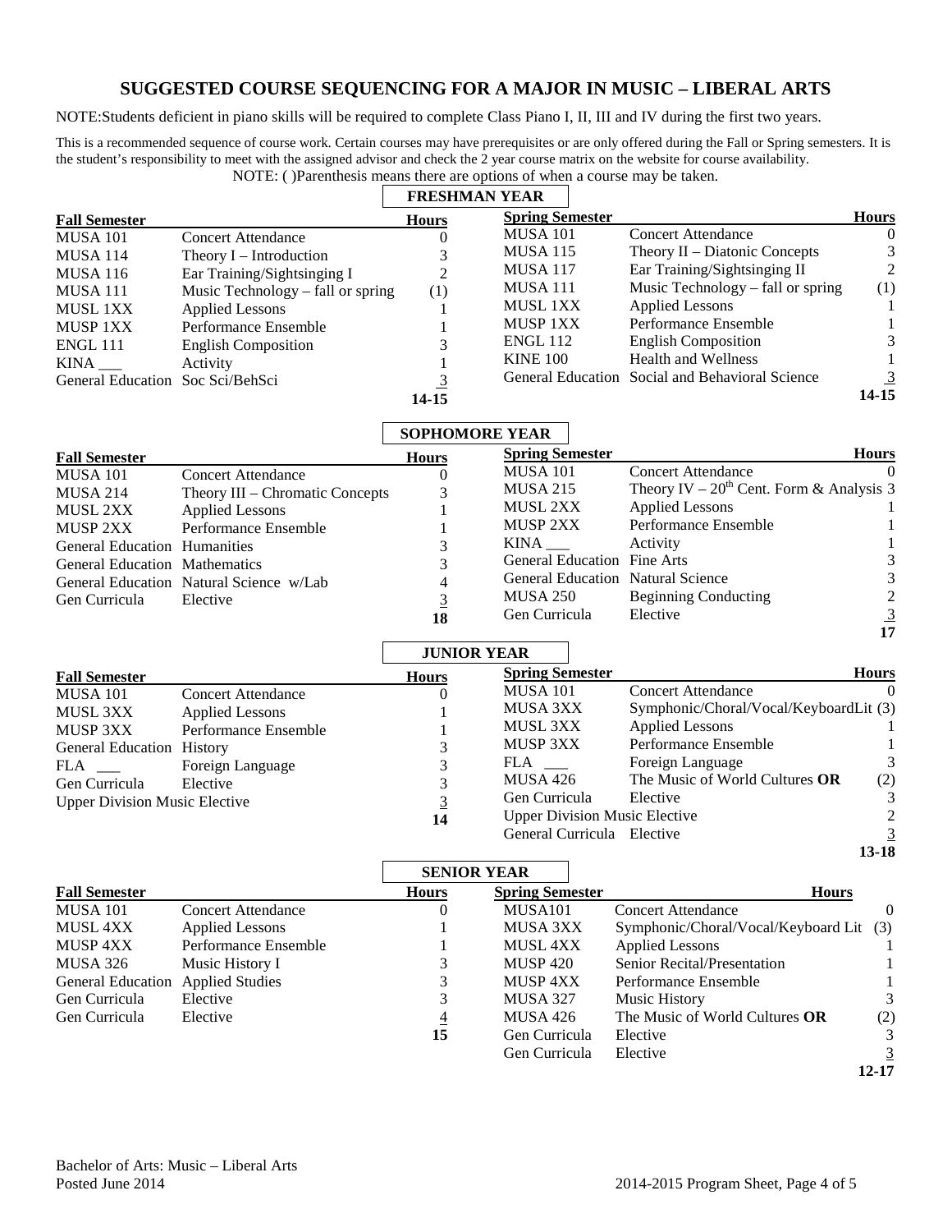# SUGGESTED COURSE SEQUENCING FOR A MAJOR IN MUSIC – LIBERAL ARTS

NOTE:Students deficient in piano skills will be required to complete Class Piano I, II, III and IV during the first two years.

This is a recommended sequence of course work. Certain courses may have prerequisites or are only offered during the Fall or Spring semesters. It is the student's responsibility to meet with the assigned advisor and check the 2 year course matrix on the website for course availability.

NOTE: ( )Parenthesis means there are options of when a course may be taken.

## FRESHMAN YEAR

| Fall Semester | | Hours | Spring Semester | | Hours |
|---|---|---|---|---|---|
| MUSA 101 | Concert Attendance | 0 | MUSA 101 | Concert Attendance | 0 |
| MUSA 114 | Theory I – Introduction | 3 | MUSA 115 | Theory II – Diatonic Concepts | 3 |
| MUSA 116 | Ear Training/Sightsinging I | 2 | MUSA 117 | Ear Training/Sightsinging II | 2 |
| MUSA 111 | Music Technology – fall or spring | (1) | MUSA 111 | Music Technology – fall or spring | (1) |
| MUSL 1XX | Applied Lessons | 1 | MUSL 1XX | Applied Lessons | 1 |
| MUSP 1XX | Performance Ensemble | 1 | MUSP 1XX | Performance Ensemble | 1 |
| ENGL 111 | English Composition | 3 | ENGL 112 | English Composition | 3 |
| KINA ___ | Activity | 1 | KINE 100 | Health and Wellness | 1 |
| General Education | Soc Sci/BehSci | 3 | General Education | Social and Behavioral Science | 3 |
| | | **14-15** | | | **14-15** |

## SOPHOMORE YEAR

| Fall Semester | | Hours | Spring Semester | | Hours |
|---|---|---|---|---|---|
| MUSA 101 | Concert Attendance | 0 | MUSA 101 | Concert Attendance | 0 |
| MUSA 214 | Theory III – Chromatic Concepts | 3 | MUSA 215 | Theory IV – 20th Cent. Form & Analysis | 3 |
| MUSL 2XX | Applied Lessons | 1 | MUSL 2XX | Applied Lessons | 1 |
| MUSP 2XX | Performance Ensemble | 1 | MUSP 2XX | Performance Ensemble | 1 |
| General Education | Humanities | 3 | KINA ___ | Activity | 1 |
| General Education | Mathematics | 3 | General Education | Fine Arts | 3 |
| General Education | Natural Science w/Lab | 4 | General Education | Natural Science | 3 |
| Gen Curricula | Elective | 3 | MUSA 250 | Beginning Conducting | 2 |
| | | **18** | Gen Curricula | Elective | 3 |
| | | | | | **17** |

## JUNIOR YEAR

| Fall Semester | | Hours | Spring Semester | | Hours |
|---|---|---|---|---|---|
| MUSA 101 | Concert Attendance | 0 | MUSA 101 | Concert Attendance | 0 |
| MUSL 3XX | Applied Lessons | 1 | MUSA 3XX | Symphonic/Choral/Vocal/KeyboardLit | (3) |
| MUSP 3XX | Performance Ensemble | 1 | MUSL 3XX | Applied Lessons | 1 |
| General Education | History | 3 | MUSP 3XX | Performance Ensemble | 1 |
| FLA ___ | Foreign Language | 3 | FLA ___ | Foreign Language | 3 |
| Gen Curricula | Elective | 3 | MUSA 426 | The Music of World Cultures **OR** | (2) |
| Upper Division Music Elective | | 3 | Gen Curricula | Elective | 3 |
| | | **14** | Upper Division Music Elective | | 2 |
| | | | General Curricula | Elective | 3 |
| | | | | | **13-18** |

## SENIOR YEAR

| Fall Semester | | Hours | Spring Semester | | Hours |
|---|---|---|---|---|---|
| MUSA 101 | Concert Attendance | 0 | MUSA101 | Concert Attendance | 0 |
| MUSL 4XX | Applied Lessons | 1 | MUSA 3XX | Symphonic/Choral/Vocal/Keyboard Lit | (3) |
| MUSP 4XX | Performance Ensemble | 1 | MUSL 4XX | Applied Lessons | 1 |
| MUSA 326 | Music History I | 3 | MUSP 420 | Senior Recital/Presentation | 1 |
| General Education | Applied Studies | 3 | MUSP 4XX | Performance Ensemble | 1 |
| Gen Curricula | Elective | 3 | MUSA 327 | Music History | 3 |
| Gen Curricula | Elective | 4 | MUSA 426 | The Music of World Cultures **OR** | (2) |
| | | **15** | Gen Curricula | Elective | 3 |
| | | | Gen Curricula | Elective | 3 |
| | | | | | **12-17** |

Bachelor of Arts: Music – Liberal Arts
Posted June 2014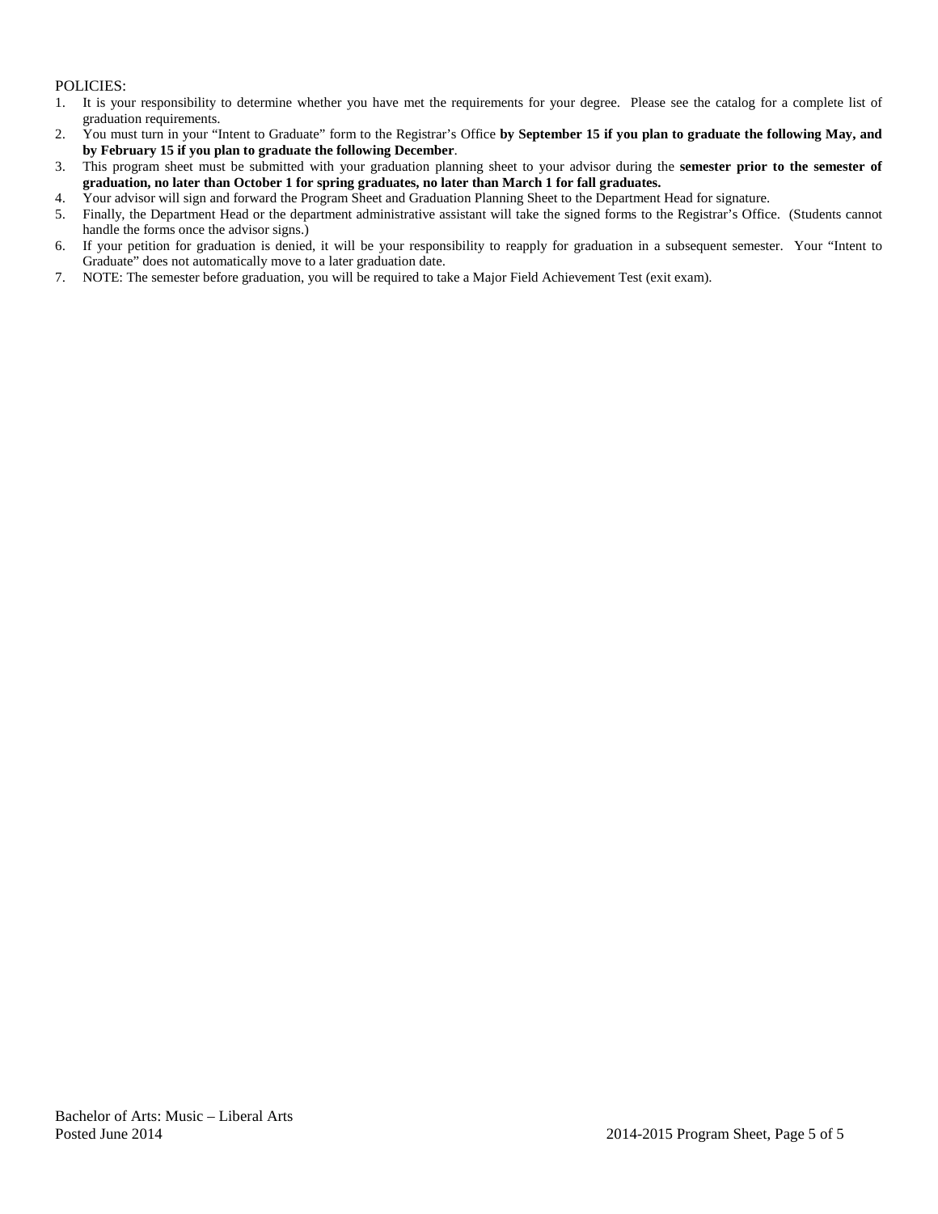POLICIES:

1. It is your responsibility to determine whether you have met the requirements for your degree. Please see the catalog for a complete list of graduation requirements.
2. You must turn in your "Intent to Graduate" form to the Registrar's Office **by September 15 if you plan to graduate the following May, and by February 15 if you plan to graduate the following December**.
3. This program sheet must be submitted with your graduation planning sheet to your advisor during the **semester prior to the semester of graduation, no later than October 1 for spring graduates, no later than March 1 for fall graduates.**
4. Your advisor will sign and forward the Program Sheet and Graduation Planning Sheet to the Department Head for signature.
5. Finally, the Department Head or the department administrative assistant will take the signed forms to the Registrar's Office. (Students cannot handle the forms once the advisor signs.)
6. If your petition for graduation is denied, it will be your responsibility to reapply for graduation in a subsequent semester. Your "Intent to Graduate" does not automatically move to a later graduation date.
7. NOTE: The semester before graduation, you will be required to take a Major Field Achievement Test (exit exam).